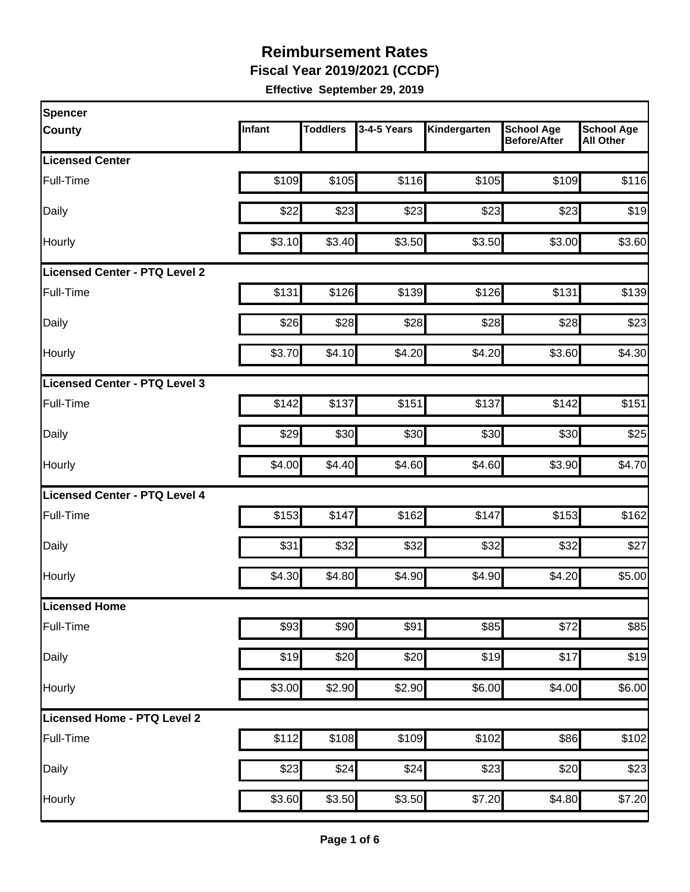# Reimbursement Rates

**Fiscal Year 2019/2021 (CCDF)**

**Effective September 29, 2019**

| Spencer County | Infant | Toddlers | 3-4-5 Years | Kindergarten | School Age Before/After | School Age All Other |
|---|---|---|---|---|---|---|
| **Licensed Center** | | | | | | |
| Full-Time | $109 | $105 | $116 | $105 | $109 | $116 |
| Daily | $22 | $23 | $23 | $23 | $23 | $19 |
| Hourly | $3.10 | $3.40 | $3.50 | $3.50 | $3.00 | $3.60 |
| **Licensed Center - PTQ Level 2** | | | | | | |
| Full-Time | $131 | $126 | $139 | $126 | $131 | $139 |
| Daily | $26 | $28 | $28 | $28 | $28 | $23 |
| Hourly | $3.70 | $4.10 | $4.20 | $4.20 | $3.60 | $4.30 |
| **Licensed Center - PTQ Level 3** | | | | | | |
| Full-Time | $142 | $137 | $151 | $137 | $142 | $151 |
| Daily | $29 | $30 | $30 | $30 | $30 | $25 |
| Hourly | $4.00 | $4.40 | $4.60 | $4.60 | $3.90 | $4.70 |
| **Licensed Center - PTQ Level 4** | | | | | | |
| Full-Time | $153 | $147 | $162 | $147 | $153 | $162 |
| Daily | $31 | $32 | $32 | $32 | $32 | $27 |
| Hourly | $4.30 | $4.80 | $4.90 | $4.90 | $4.20 | $5.00 |
| **Licensed Home** | | | | | | |
| Full-Time | $93 | $90 | $91 | $85 | $72 | $85 |
| Daily | $19 | $20 | $20 | $19 | $17 | $19 |
| Hourly | $3.00 | $2.90 | $2.90 | $6.00 | $4.00 | $6.00 |
| **Licensed Home - PTQ Level 2** | | | | | | |
| Full-Time | $112 | $108 | $109 | $102 | $86 | $102 |
| Daily | $23 | $24 | $24 | $23 | $20 | $23 |
| Hourly | $3.60 | $3.50 | $3.50 | $7.20 | $4.80 | $7.20 |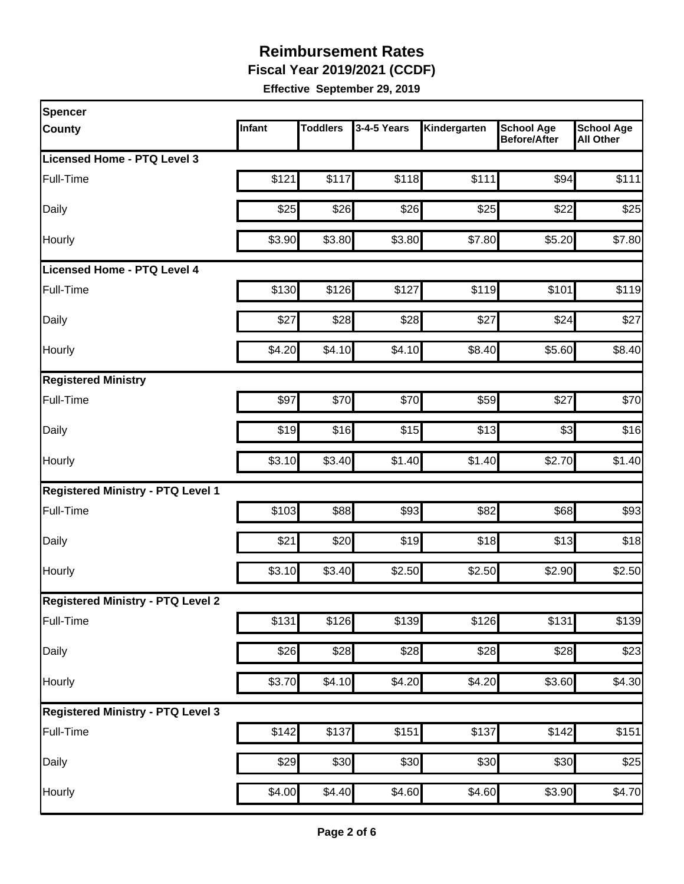# Reimbursement Rates

**Fiscal Year 2019/2021 (CCDF)**

**Effective September 29, 2019**

| Spencer County | Infant | Toddlers | 3-4-5 Years | Kindergarten | School Age Before/After | School Age All Other |
|---|---|---|---|---|---|---|
| **Licensed Home - PTQ Level 3** | | | | | | |
| Full-Time | $121 | $117 | $118 | $111 | $94 | $111 |
| Daily | $25 | $26 | $26 | $25 | $22 | $25 |
| Hourly | $3.90 | $3.80 | $3.80 | $7.80 | $5.20 | $7.80 |
| **Licensed Home - PTQ Level 4** | | | | | | |
| Full-Time | $130 | $126 | $127 | $119 | $101 | $119 |
| Daily | $27 | $28 | $28 | $27 | $24 | $27 |
| Hourly | $4.20 | $4.10 | $4.10 | $8.40 | $5.60 | $8.40 |
| **Registered Ministry** | | | | | | |
| Full-Time | $97 | $70 | $70 | $59 | $27 | $70 |
| Daily | $19 | $16 | $15 | $13 | $3 | $16 |
| Hourly | $3.10 | $3.40 | $1.40 | $1.40 | $2.70 | $1.40 |
| **Registered Ministry - PTQ Level 1** | | | | | | |
| Full-Time | $103 | $88 | $93 | $82 | $68 | $93 |
| Daily | $21 | $20 | $19 | $18 | $13 | $18 |
| Hourly | $3.10 | $3.40 | $2.50 | $2.50 | $2.90 | $2.50 |
| **Registered Ministry - PTQ Level 2** | | | | | | |
| Full-Time | $131 | $126 | $139 | $126 | $131 | $139 |
| Daily | $26 | $28 | $28 | $28 | $28 | $23 |
| Hourly | $3.70 | $4.10 | $4.20 | $4.20 | $3.60 | $4.30 |
| **Registered Ministry - PTQ Level 3** | | | | | | |
| Full-Time | $142 | $137 | $151 | $137 | $142 | $151 |
| Daily | $29 | $30 | $30 | $30 | $30 | $25 |
| Hourly | $4.00 | $4.40 | $4.60 | $4.60 | $3.90 | $4.70 |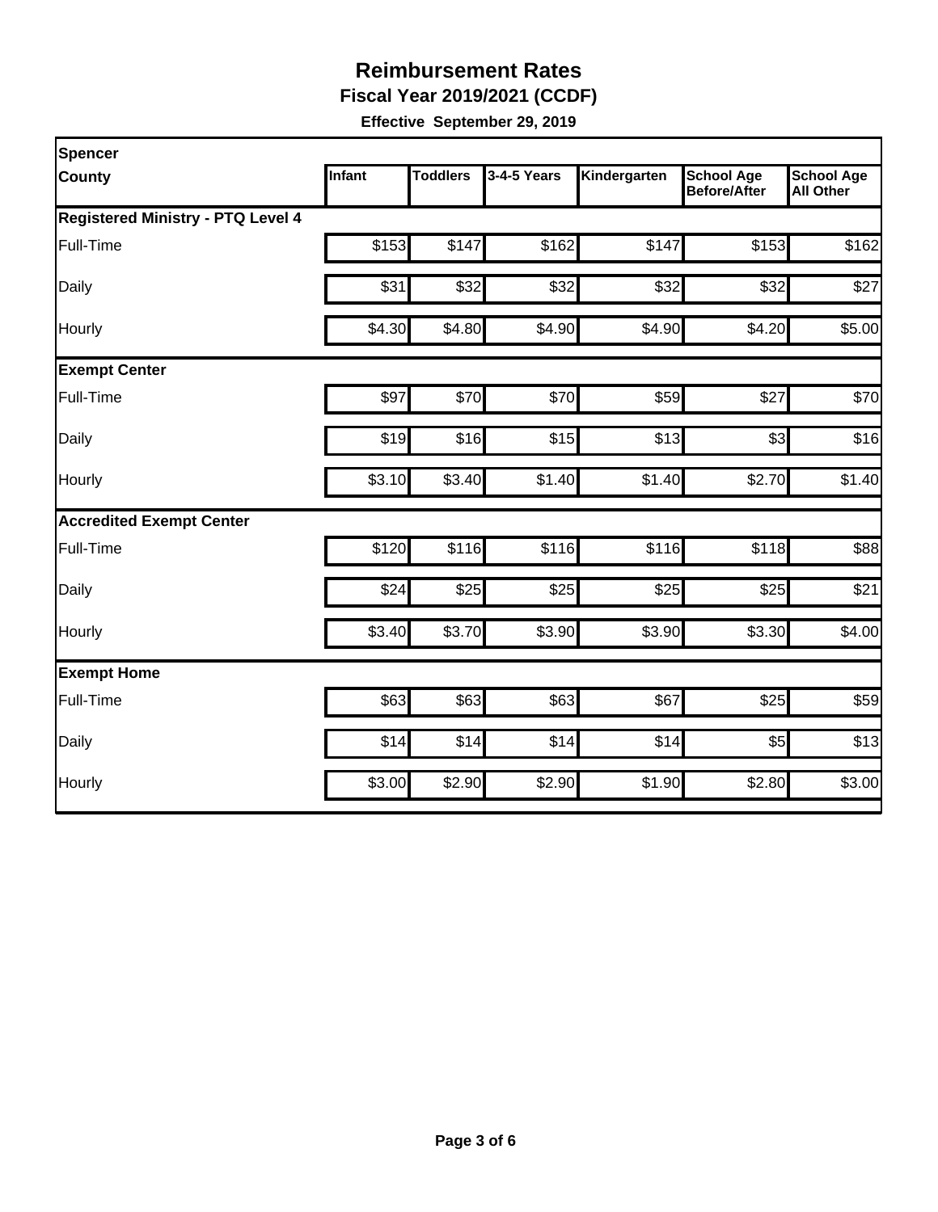# Reimbursement Rates

**Fiscal Year 2019/2021 (CCDF)**

**Effective September 29, 2019**

| Spencer County | Infant | Toddlers | 3-4-5 Years | Kindergarten | School Age Before/After | School Age All Other |
|---|---|---|---|---|---|---|
| **Registered Ministry - PTQ Level 4** | | | | | | |
| Full-Time | $153 | $147 | $162 | $147 | $153 | $162 |
| Daily | $31 | $32 | $32 | $32 | $32 | $27 |
| Hourly | $4.30 | $4.80 | $4.90 | $4.90 | $4.20 | $5.00 |
| **Exempt Center** | | | | | | |
| Full-Time | $97 | $70 | $70 | $59 | $27 | $70 |
| Daily | $19 | $16 | $15 | $13 | $3 | $16 |
| Hourly | $3.10 | $3.40 | $1.40 | $1.40 | $2.70 | $1.40 |
| **Accredited Exempt Center** | | | | | | |
| Full-Time | $120 | $116 | $116 | $116 | $118 | $88 |
| Daily | $24 | $25 | $25 | $25 | $25 | $21 |
| Hourly | $3.40 | $3.70 | $3.90 | $3.90 | $3.30 | $4.00 |
| **Exempt Home** | | | | | | |
| Full-Time | $63 | $63 | $63 | $67 | $25 | $59 |
| Daily | $14 | $14 | $14 | $14 | $5 | $13 |
| Hourly | $3.00 | $2.90 | $2.90 | $1.90 | $2.80 | $3.00 |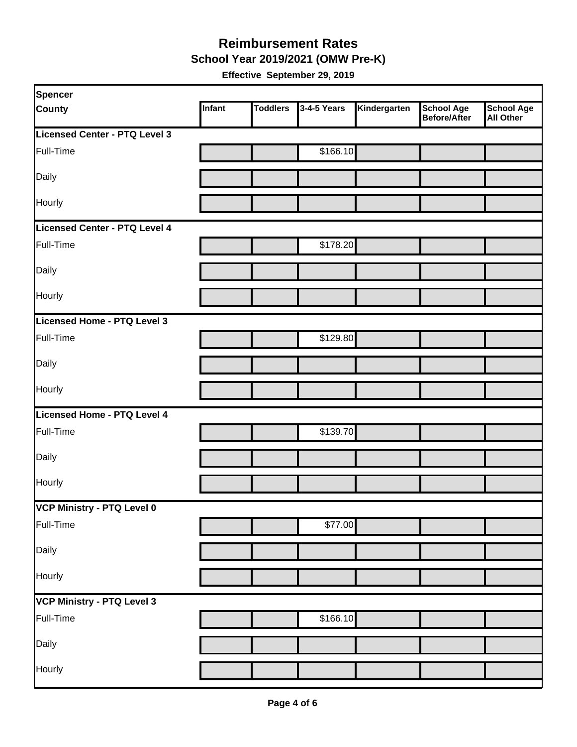# Reimbursement Rates

## School Year 2019/2021 (OMW Pre-K)

**Effective September 29, 2019**

| Spencer County | Infant | Toddlers | 3-4-5 Years | Kindergarten | School Age Before/After | School Age All Other |
|---|---|---|---|---|---|---|
| **Licensed Center - PTQ Level 3** | | | | | | |
| Full-Time | | | $166.10 | | | |
| Daily | | | | | | |
| Hourly | | | | | | |
| **Licensed Center - PTQ Level 4** | | | | | | |
| Full-Time | | | $178.20 | | | |
| Daily | | | | | | |
| Hourly | | | | | | |
| **Licensed Home - PTQ Level 3** | | | | | | |
| Full-Time | | | $129.80 | | | |
| Daily | | | | | | |
| Hourly | | | | | | |
| **Licensed Home - PTQ Level 4** | | | | | | |
| Full-Time | | | $139.70 | | | |
| Daily | | | | | | |
| Hourly | | | | | | |
| **VCP Ministry - PTQ Level 0** | | | | | | |
| Full-Time | | | $77.00 | | | |
| Daily | | | | | | |
| Hourly | | | | | | |
| **VCP Ministry - PTQ Level 3** | | | | | | |
| Full-Time | | | $166.10 | | | |
| Daily | | | | | | |
| Hourly | | | | | | |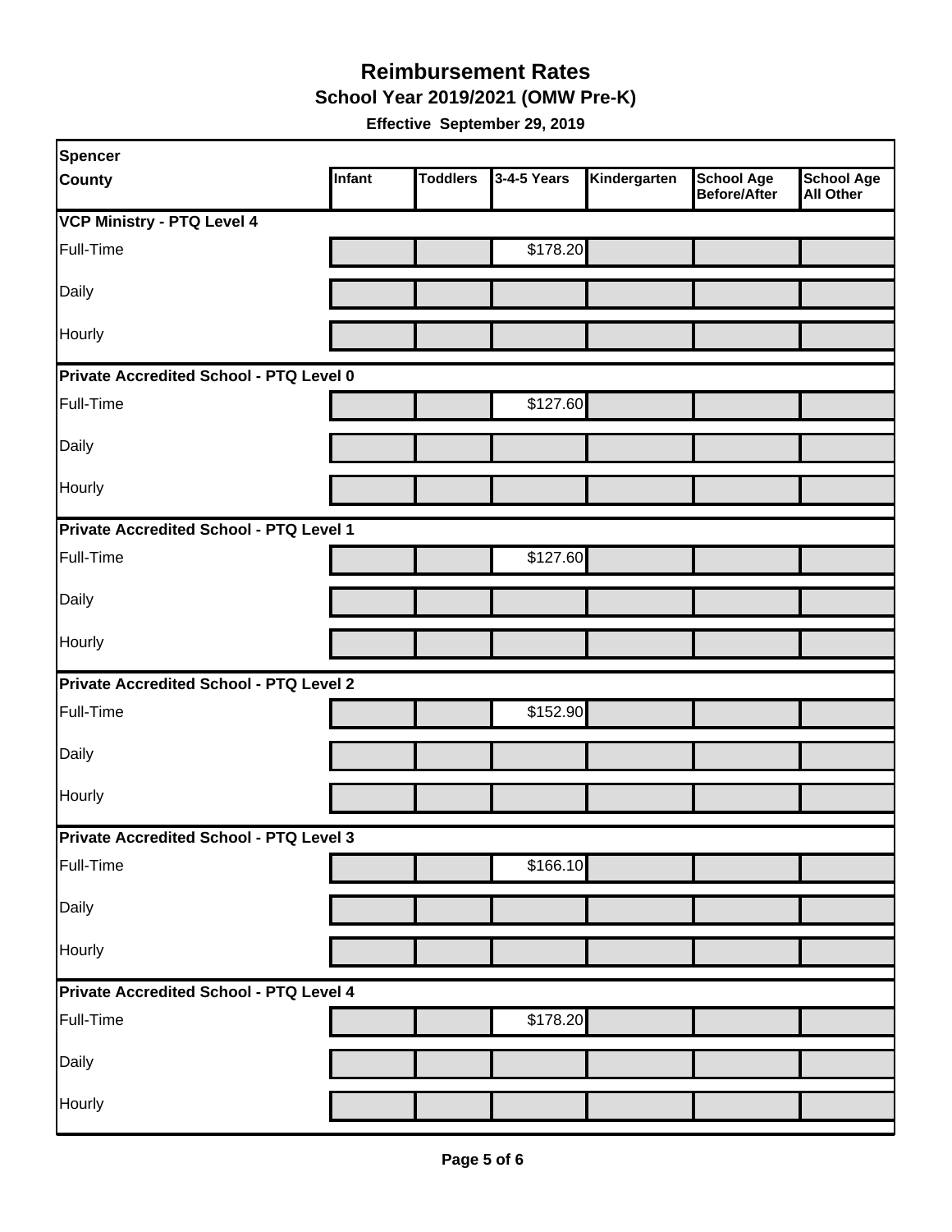# Reimbursement Rates

## School Year 2019/2021 (OMW Pre-K)

**Effective September 29, 2019**

| Spencer County | Infant | Toddlers | 3-4-5 Years | Kindergarten | School Age Before/After | School Age All Other |
|---|---|---|---|---|---|---|
| **VCP Ministry - PTQ Level 4** | | | | | | |
| Full-Time | | | $178.20 | | | |
| Daily | | | | | | |
| Hourly | | | | | | |
| **Private Accredited School - PTQ Level 0** | | | | | | |
| Full-Time | | | $127.60 | | | |
| Daily | | | | | | |
| Hourly | | | | | | |
| **Private Accredited School - PTQ Level 1** | | | | | | |
| Full-Time | | | $127.60 | | | |
| Daily | | | | | | |
| Hourly | | | | | | |
| **Private Accredited School - PTQ Level 2** | | | | | | |
| Full-Time | | | $152.90 | | | |
| Daily | | | | | | |
| Hourly | | | | | | |
| **Private Accredited School - PTQ Level 3** | | | | | | |
| Full-Time | | | $166.10 | | | |
| Daily | | | | | | |
| Hourly | | | | | | |
| **Private Accredited School - PTQ Level 4** | | | | | | |
| Full-Time | | | $178.20 | | | |
| Daily | | | | | | |
| Hourly | | | | | | |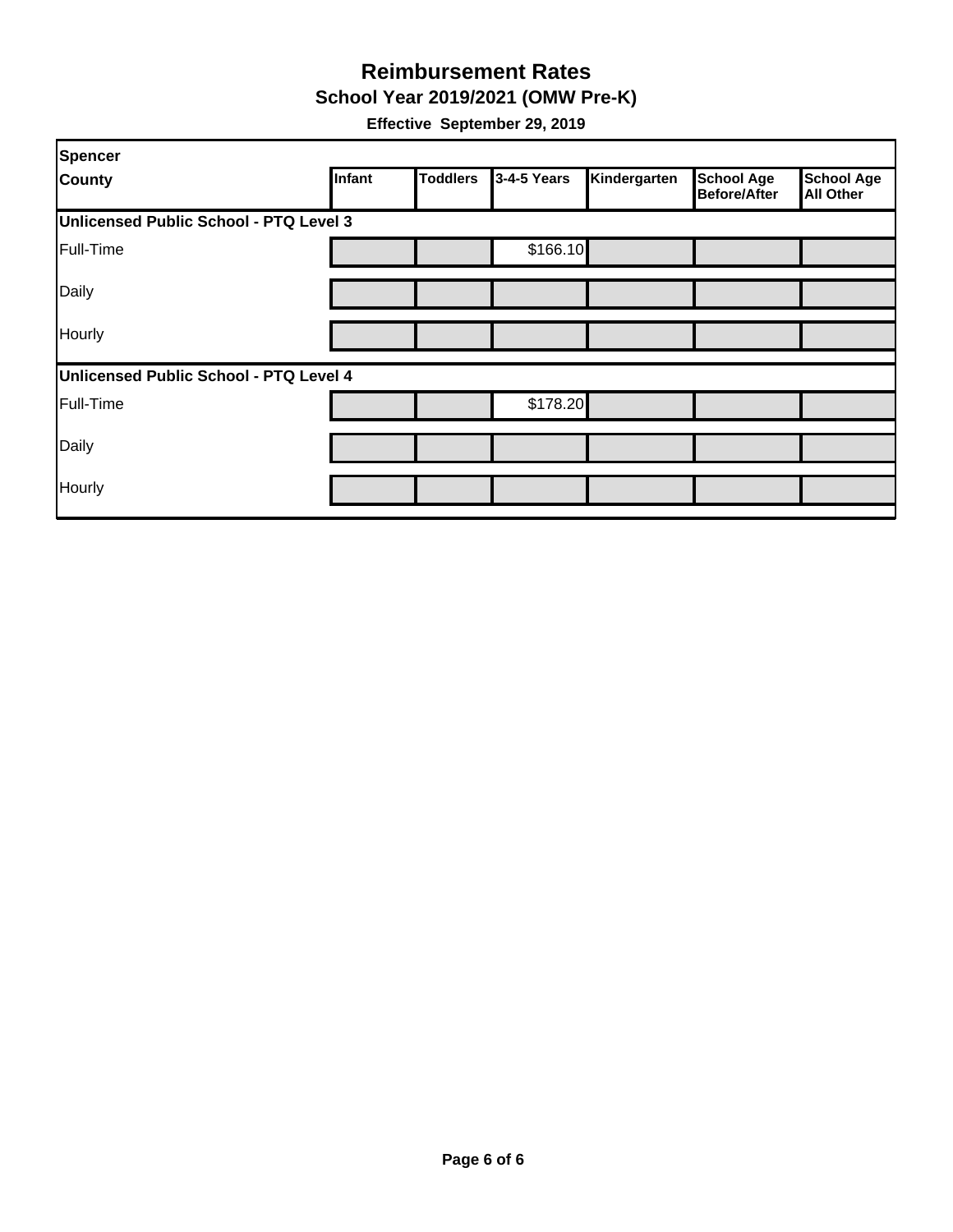# Reimbursement Rates

## School Year 2019/2021 (OMW Pre-K)

**Effective September 29, 2019**

| Spencer County | Infant | Toddlers | 3-4-5 Years | Kindergarten | School Age Before/After | School Age All Other |
|---|---|---|---|---|---|---|
| **Unlicensed Public School - PTQ Level 3** | | | | | | |
| Full-Time | | | $166.10 | | | |
| Daily | | | | | | |
| Hourly | | | | | | |
| **Unlicensed Public School - PTQ Level 4** | | | | | | |
| Full-Time | | | $178.20 | | | |
| Daily | | | | | | |
| Hourly | | | | | | |